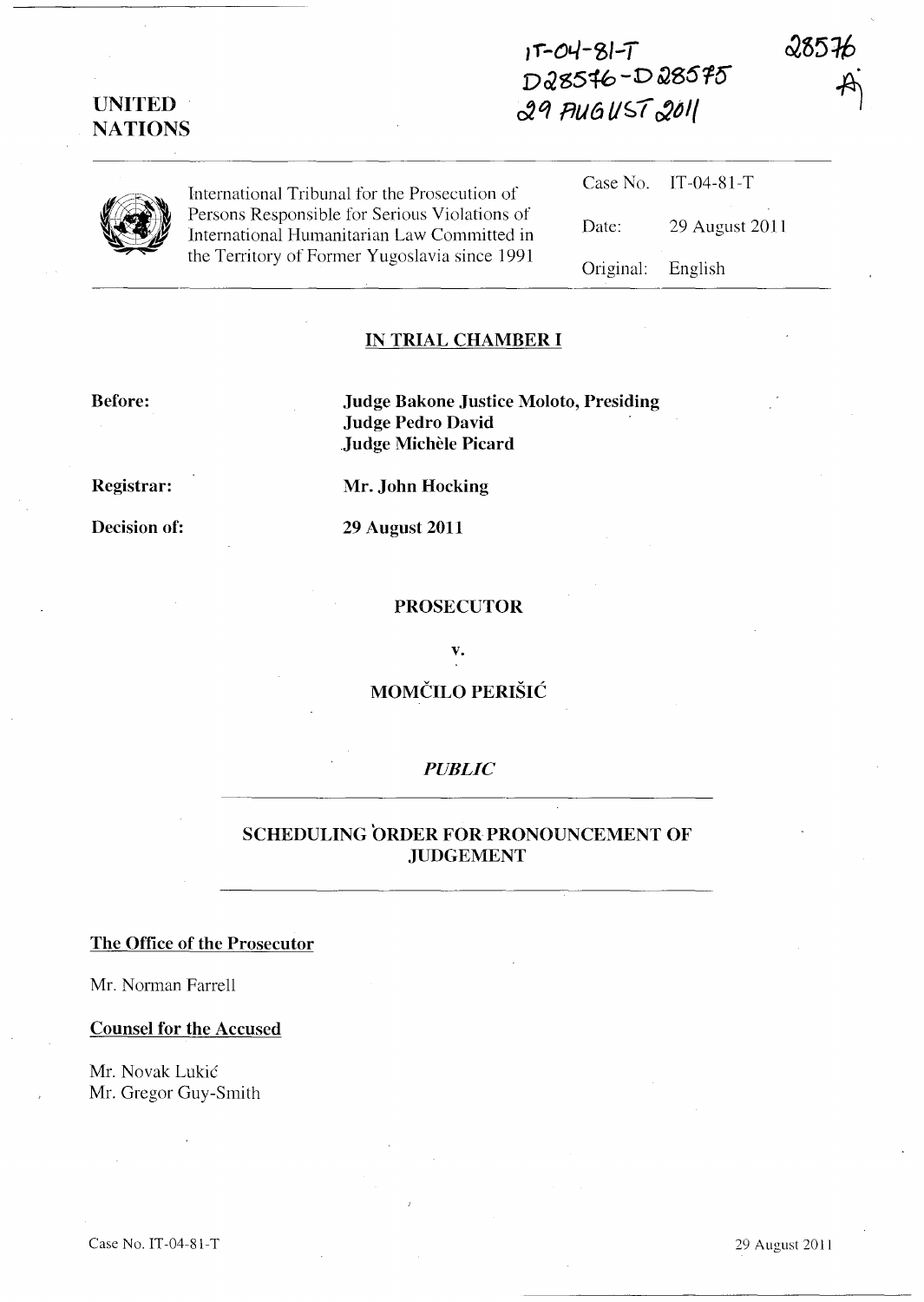IT-04-81-T
D28576-D28575
29 AUGUST 2011

28576

UNITED NATIONS

International Tribunal for the Prosecution of Persons Responsible for Serious Violations of International Humanitarian Law Committed in the Territory of Former Yugoslavia since 1991

| | |
|---|---|
| Case No. | IT-04-81-T |
| Date: | 29 August 2011 |
| Original: | English |

## IN TRIAL CHAMBER I

**Before:** **Judge Bakone Justice Moloto, Presiding**
**Judge Pedro David**
**Judge Michèle Picard**

**Registrar:** **Mr. John Hocking**

**Decision of:** **29 August 2011**

**PROSECUTOR**

**v.**

**MOMČILO PERIŠIĆ**

*PUBLIC*

## SCHEDULING ORDER FOR PRONOUNCEMENT OF JUDGEMENT

**The Office of the Prosecutor**

Mr. Norman Farrell

**Counsel for the Accused**

Mr. Novak Lukić
Mr. Gregor Guy-Smith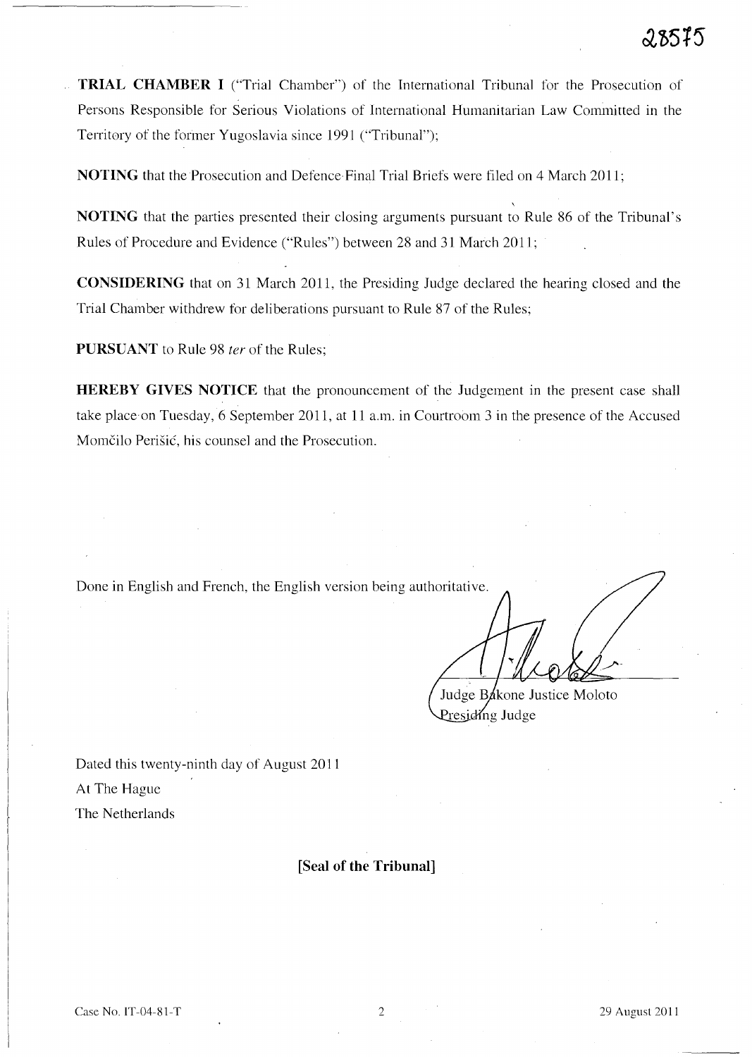**TRIAL CHAMBER I** ("Trial Chamber") of the International Tribunal for the Prosecution of Persons Responsible for Serious Violations of International Humanitarian Law Committed in the Territory of the former Yugoslavia since 1991 ("Tribunal");

**NOTING** that the Prosecution and Defence Final Trial Briefs were filed on 4 March 2011;

**NOTING** that the parties presented their closing arguments pursuant to Rule 86 of the Tribunal's Rules of Procedure and Evidence ("Rules") between 28 and 31 March 2011;

**CONSIDERING** that on 31 March 2011, the Presiding Judge declared the hearing closed and the Trial Chamber withdrew for deliberations pursuant to Rule 87 of the Rules;

**PURSUANT** to Rule 98 *ter* of the Rules;

**HEREBY GIVES NOTICE** that the pronouncement of the Judgement in the present case shall take place on Tuesday, 6 September 2011, at 11 a.m. in Courtroom 3 in the presence of the Accused Momčilo Perišić, his counsel and the Prosecution.

Done in English and French, the English version being authoritative.

Judge Bakone Justice Moloto
Presiding Judge

Dated this twenty-ninth day of August 2011
At The Hague
The Netherlands

**[Seal of the Tribunal]**

Case No. IT-04-81-T

29 August 2011